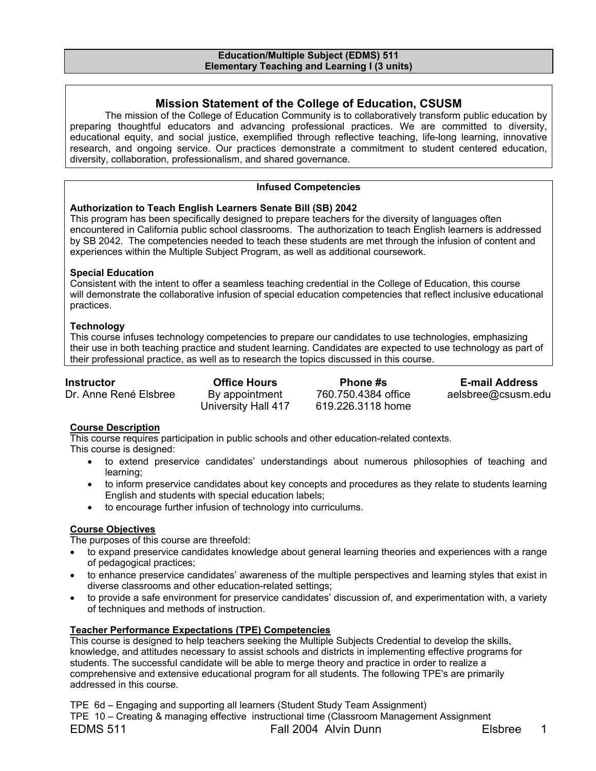**Education/Multiple Subject (EDMS) 511**
**Elementary Teaching and Learning I (3 units)**

## Mission Statement of the College of Education, CSUSM

The mission of the College of Education Community is to collaboratively transform public education by preparing thoughtful educators and advancing professional practices. We are committed to diversity, educational equity, and social justice, exemplified through reflective teaching, life-long learning, innovative research, and ongoing service. Our practices demonstrate a commitment to student centered education, diversity, collaboration, professionalism, and shared governance.

### Infused Competencies

**Authorization to Teach English Learners Senate Bill (SB) 2042**
This program has been specifically designed to prepare teachers for the diversity of languages often encountered in California public school classrooms. The authorization to teach English learners is addressed by SB 2042. The competencies needed to teach these students are met through the infusion of content and experiences within the Multiple Subject Program, as well as additional coursework.

**Special Education**
Consistent with the intent to offer a seamless teaching credential in the College of Education, this course will demonstrate the collaborative infusion of special education competencies that reflect inclusive educational practices.

**Technology**
This course infuses technology competencies to prepare our candidates to use technologies, emphasizing their use in both teaching practice and student learning. Candidates are expected to use technology as part of their professional practice, as well as to research the topics discussed in this course.

| Instructor | Office Hours | Phone #s | E-mail Address |
| --- | --- | --- | --- |
| Dr. Anne René Elsbree | By appointment<br>University Hall 417 | 760.750.4384 office<br>619.226.3118 home | aelsbree@csusm.edu |

**Course Description**

This course requires participation in public schools and other education-related contexts.
This course is designed:

- to extend preservice candidates' understandings about numerous philosophies of teaching and learning;
- to inform preservice candidates about key concepts and procedures as they relate to students learning English and students with special education labels;
- to encourage further infusion of technology into curriculums.

**Course Objectives**

The purposes of this course are threefold:

- to expand preservice candidates knowledge about general learning theories and experiences with a range of pedagogical practices;
- to enhance preservice candidates' awareness of the multiple perspectives and learning styles that exist in diverse classrooms and other education-related settings;
- to provide a safe environment for preservice candidates' discussion of, and experimentation with, a variety of techniques and methods of instruction.

**Teacher Performance Expectations (TPE) Competencies**

This course is designed to help teachers seeking the Multiple Subjects Credential to develop the skills, knowledge, and attitudes necessary to assist schools and districts in implementing effective programs for students. The successful candidate will be able to merge theory and practice in order to realize a comprehensive and extensive educational program for all students. The following TPE's are primarily addressed in this course.

TPE 6d – Engaging and supporting all learners (Student Study Team Assignment)
TPE 10 – Creating & managing effective instructional time (Classroom Management Assignment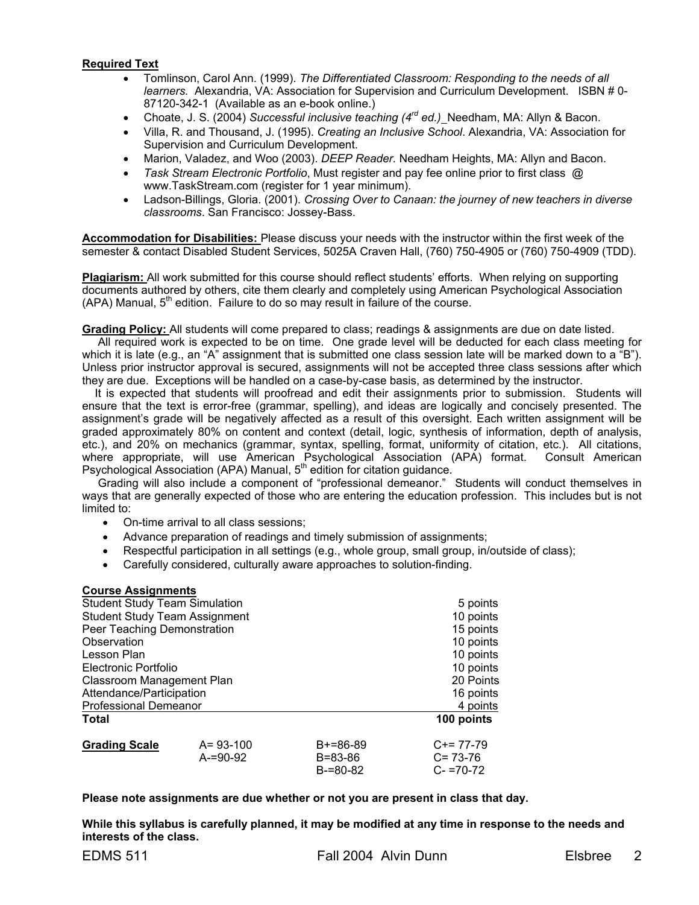**Required Text**

- Tomlinson, Carol Ann. (1999). *The Differentiated Classroom: Responding to the needs of all learners.* Alexandria, VA: Association for Supervision and Curriculum Development. ISBN # 0-87120-342-1 (Available as an e-book online.)
- Choate, J. S. (2004) *Successful inclusive teaching (4rd ed.)* Needham, MA: Allyn & Bacon.
- Villa, R. and Thousand, J. (1995). *Creating an Inclusive School*. Alexandria, VA: Association for Supervision and Curriculum Development.
- Marion, Valadez, and Woo (2003). *DEEP Reader.* Needham Heights, MA: Allyn and Bacon.
- *Task Stream Electronic Portfolio*, Must register and pay fee online prior to first class @ www.TaskStream.com (register for 1 year minimum).
- Ladson-Billings, Gloria. (2001). *Crossing Over to Canaan: the journey of new teachers in diverse classrooms*. San Francisco: Jossey-Bass.

**Accommodation for Disabilities:** Please discuss your needs with the instructor within the first week of the semester & contact Disabled Student Services, 5025A Craven Hall, (760) 750-4905 or (760) 750-4909 (TDD).

**Plagiarism:** All work submitted for this course should reflect students' efforts. When relying on supporting documents authored by others, cite them clearly and completely using American Psychological Association (APA) Manual, 5th edition. Failure to do so may result in failure of the course.

**Grading Policy:** All students will come prepared to class; readings & assignments are due on date listed.

All required work is expected to be on time. One grade level will be deducted for each class meeting for which it is late (e.g., an "A" assignment that is submitted one class session late will be marked down to a "B"). Unless prior instructor approval is secured, assignments will not be accepted three class sessions after which they are due. Exceptions will be handled on a case-by-case basis, as determined by the instructor.

It is expected that students will proofread and edit their assignments prior to submission. Students will ensure that the text is error-free (grammar, spelling), and ideas are logically and concisely presented. The assignment's grade will be negatively affected as a result of this oversight. Each written assignment will be graded approximately 80% on content and context (detail, logic, synthesis of information, depth of analysis, etc.), and 20% on mechanics (grammar, syntax, spelling, format, uniformity of citation, etc.). All citations, where appropriate, will use American Psychological Association (APA) format. Consult American Psychological Association (APA) Manual, 5th edition for citation guidance.

Grading will also include a component of "professional demeanor." Students will conduct themselves in ways that are generally expected of those who are entering the education profession. This includes but is not limited to:

- On-time arrival to all class sessions;
- Advance preparation of readings and timely submission of assignments;
- Respectful participation in all settings (e.g., whole group, small group, in/outside of class);
- Carefully considered, culturally aware approaches to solution-finding.

**Course Assignments**

| Assignment | Points |
|---|---|
| Student Study Team Simulation | 5 points |
| Student Study Team Assignment | 10 points |
| Peer Teaching Demonstration | 15 points |
| Observation | 10 points |
| Lesson Plan | 10 points |
| Electronic Portfolio | 10 points |
| Classroom Management Plan | 20 Points |
| Attendance/Participation | 16 points |
| Professional Demeanor | 4 points |
| **Total** | **100 points** |

| **Grading Scale** | | | |
|---|---|---|---|
| | A= 93-100 | B+=86-89 | C+= 77-79 |
| | A-=90-92 | B=83-86 | C= 73-76 |
| | | B-=80-82 | C- =70-72 |

**Please note assignments are due whether or not you are present in class that day.**

**While this syllabus is carefully planned, it may be modified at any time in response to the needs and interests of the class.**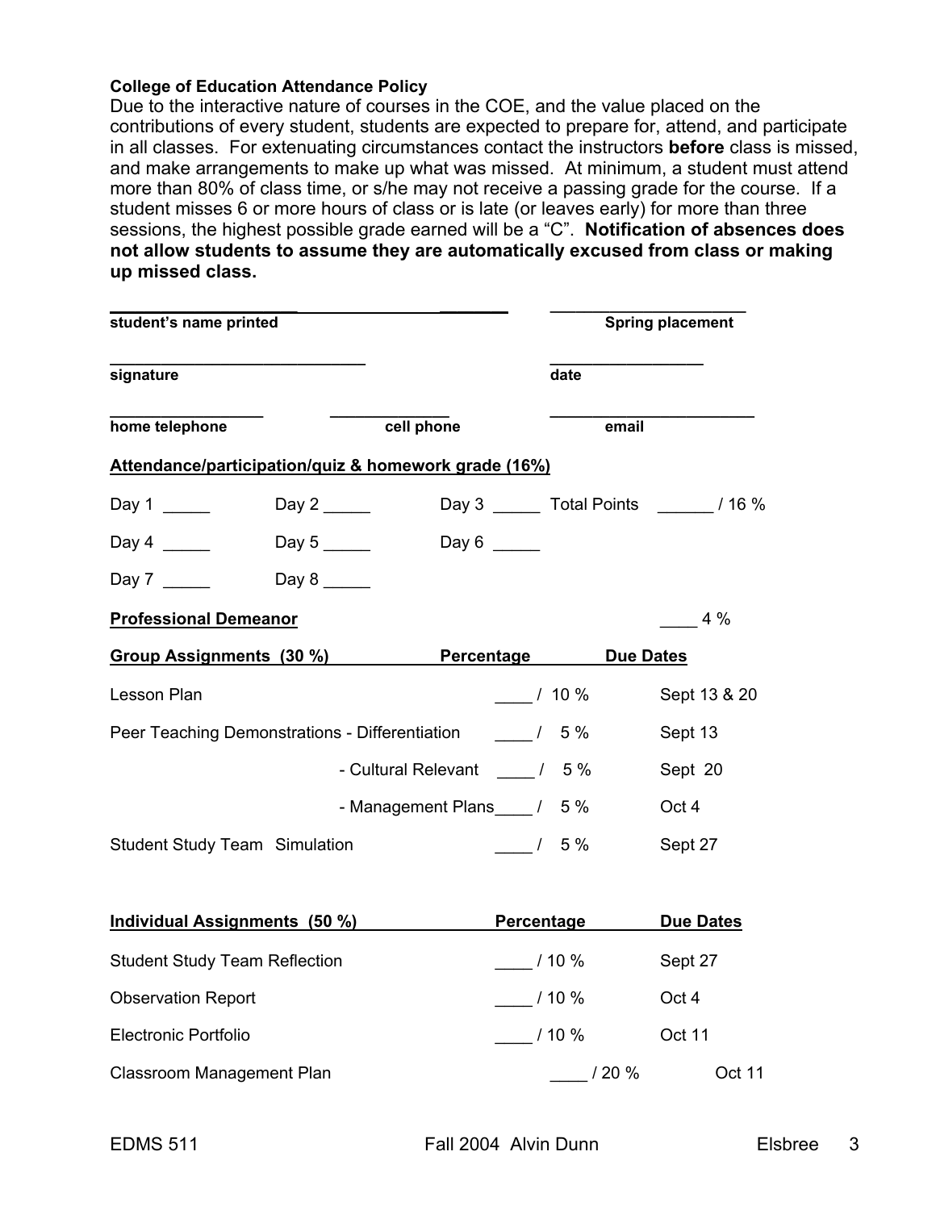**College of Education Attendance Policy**

Due to the interactive nature of courses in the COE, and the value placed on the contributions of every student, students are expected to prepare for, attend, and participate in all classes. For extenuating circumstances contact the instructors **before** class is missed, and make arrangements to make up what was missed. At minimum, a student must attend more than 80% of class time, or s/he may not receive a passing grade for the course. If a student misses 6 or more hours of class or is late (or leaves early) for more than three sessions, the highest possible grade earned will be a "C". **Notification of absences does not allow students to assume they are automatically excused from class or making up missed class.**

_________________________________________ ____________________
**student's name printed** **Spring placement**

____________________________ _______________
**signature** **date**

________________ ______________ ______________________
**home telephone** **cell phone** **email**

**Attendance/participation/quiz & homework grade (16%)**

Day 1 _____ Day 2 _____ Day 3 _____ Total Points ______ / 16 %

Day 4 _____ Day 5 _____ Day 6 _____

Day 7 _____ Day 8 _____

**Professional Demeanor** ____ 4 %

| **Group Assignments (30 %)** | **Percentage** | **Due Dates** |
|---|---|---|
| Lesson Plan | ____ / 10 % | Sept 13 & 20 |
| Peer Teaching Demonstrations - Differentiation | ____ / 5 % | Sept 13 |
| - Cultural Relevant | ____ / 5 % | Sept 20 |
| - Management Plans | ____ / 5 % | Oct 4 |
| Student Study Team Simulation | ____ / 5 % | Sept 27 |

| **Individual Assignments (50 %)** | **Percentage** | **Due Dates** |
|---|---|---|
| Student Study Team Reflection | ____ / 10 % | Sept 27 |
| Observation Report | ____ / 10 % | Oct 4 |
| Electronic Portfolio | ____ / 10 % | Oct 11 |
| Classroom Management Plan | ____ / 20 % | Oct 11 |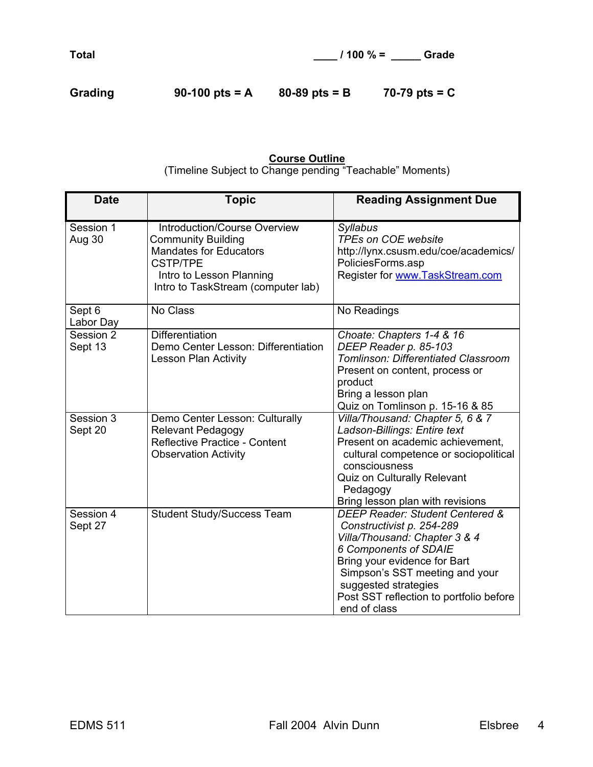**Total** ____ / 100 % = _____ **Grade**

**Grading** **90-100 pts = A** **80-89 pts = B** **70-79 pts = C**

**<u>Course Outline</u>**

(Timeline Subject to Change pending "Teachable" Moments)

| Date | Topic | Reading Assignment Due |
|---|---|---|
| Session 1<br>Aug 30 | Introduction/Course Overview<br>Community Building<br>Mandates for Educators<br>CSTP/TPE<br>Intro to Lesson Planning<br>Intro to TaskStream (computer lab) | *Syllabus*<br>*TPEs on COE website*<br>http://lynx.csusm.edu/coe/academics/PoliciesForms.asp<br>Register for www.TaskStream.com |
| Sept 6<br>Labor Day | No Class | No Readings |
| Session 2<br>Sept 13 | Differentiation<br>Demo Center Lesson: Differentiation<br>Lesson Plan Activity | *Choate: Chapters 1-4 & 16*<br>*DEEP Reader p. 85-103*<br>*Tomlinson: Differentiated Classroom*<br>Present on content, process or product<br>Bring a lesson plan<br>Quiz on Tomlinson p. 15-16 & 85 |
| Session 3<br>Sept 20 | Demo Center Lesson: Culturally Relevant Pedagogy<br>Reflective Practice - Content Observation Activity | *Villa/Thousand: Chapter 5, 6 & 7*<br>*Ladson-Billings: Entire text*<br>Present on academic achievement, cultural competence or sociopolitical consciousness<br>Quiz on Culturally Relevant Pedagogy<br>Bring lesson plan with revisions |
| Session 4<br>Sept 27 | Student Study/Success Team | *DEEP Reader: Student Centered & Constructivist p. 254-289*<br>*Villa/Thousand: Chapter 3 & 4*<br>*6 Components of SDAIE*<br>Bring your evidence for Bart Simpson's SST meeting and your suggested strategies<br>Post SST reflection to portfolio before end of class |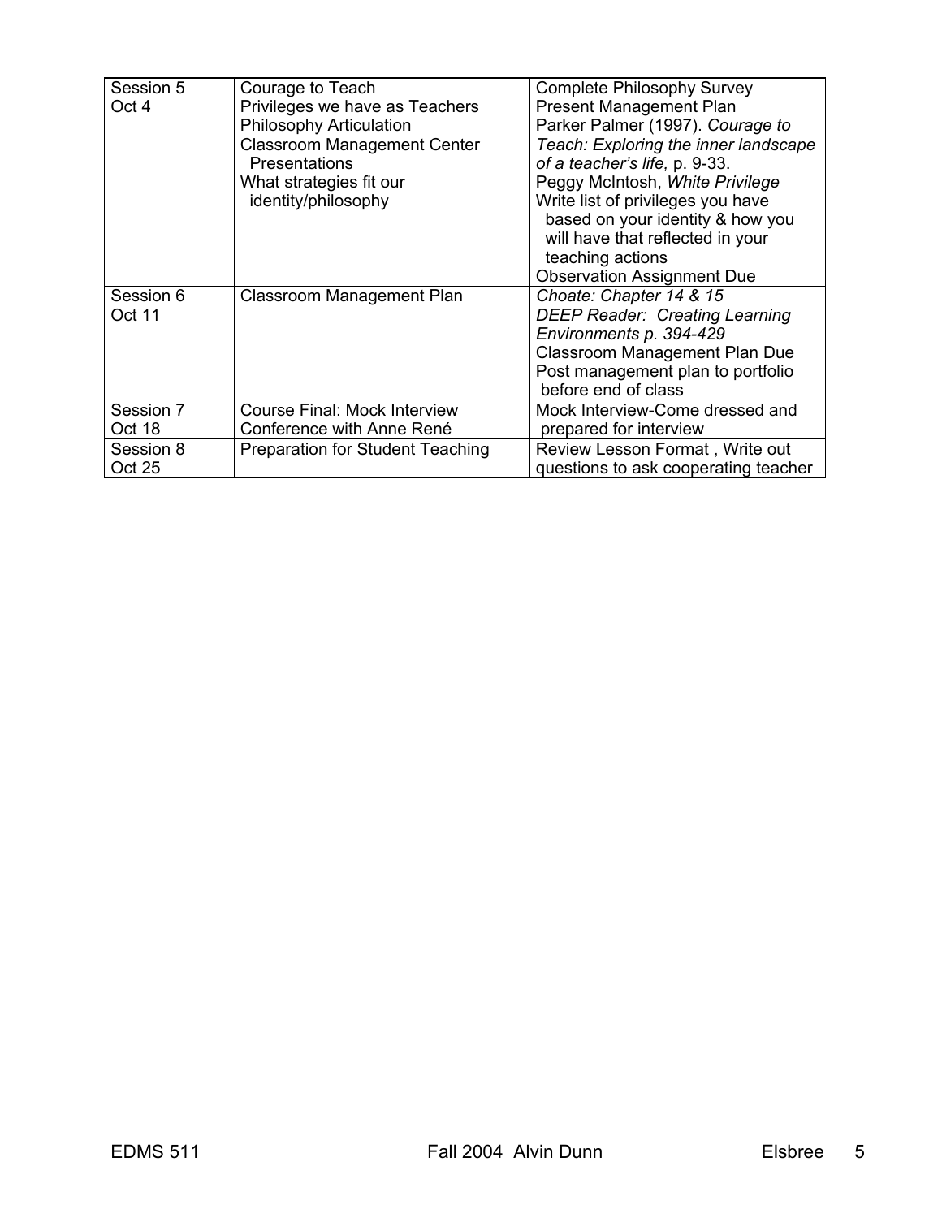| | | |
|---|---|---|
| Session 5<br>Oct 4 | Courage to Teach<br>Privileges we have as Teachers<br>Philosophy Articulation<br>Classroom Management Center Presentations<br>What strategies fit our identity/philosophy | Complete Philosophy Survey<br>Present Management Plan<br>Parker Palmer (1997). *Courage to Teach: Exploring the inner landscape of a teacher's life,* p. 9-33.<br>Peggy McIntosh, *White Privilege*<br>Write list of privileges you have based on your identity & how you will have that reflected in your teaching actions<br>Observation Assignment Due |
| Session 6<br>Oct 11 | Classroom Management Plan | *Choate: Chapter 14 & 15*<br>*DEEP Reader: Creating Learning Environments p. 394-429*<br>Classroom Management Plan Due<br>Post management plan to portfolio before end of class |
| Session 7<br>Oct 18 | Course Final: Mock Interview<br>Conference with Anne René | Mock Interview-Come dressed and prepared for interview |
| Session 8<br>Oct 25 | Preparation for Student Teaching | Review Lesson Format , Write out questions to ask cooperating teacher |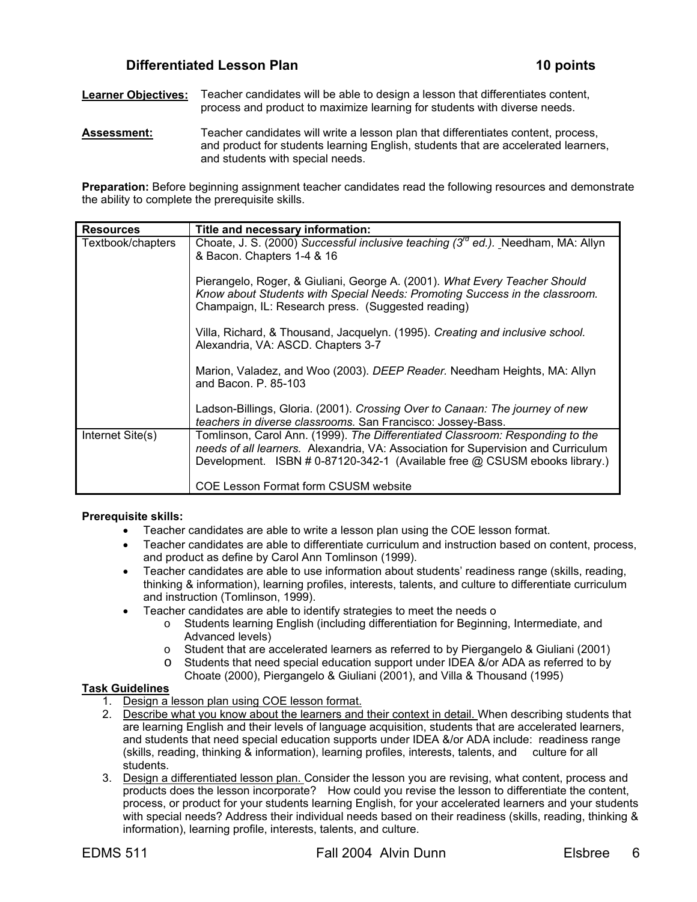## Differentiated Lesson Plan — 10 points

**Learner Objectives:** Teacher candidates will be able to design a lesson that differentiates content, process and product to maximize learning for students with diverse needs.

**Assessment:** Teacher candidates will write a lesson plan that differentiates content, process, and product for students learning English, students that are accelerated learners, and students with special needs.

**Preparation:** Before beginning assignment teacher candidates read the following resources and demonstrate the ability to complete the prerequisite skills.

| Resources | Title and necessary information: |
| --- | --- |
| Textbook/chapters | Choate, J. S. (2000) *Successful inclusive teaching (3rd ed.).* Needham, MA: Allyn & Bacon. Chapters 1-4 & 16<br><br>Pierangelo, Roger, & Giuliani, George A. (2001). *What Every Teacher Should Know about Students with Special Needs: Promoting Success in the classroom.* Champaign, IL: Research press. (Suggested reading)<br><br>Villa, Richard, & Thousand, Jacquelyn. (1995). *Creating and inclusive school.* Alexandria, VA: ASCD. Chapters 3-7<br><br>Marion, Valadez, and Woo (2003). *DEEP Reader.* Needham Heights, MA: Allyn and Bacon. P. 85-103<br><br>Ladson-Billings, Gloria. (2001). *Crossing Over to Canaan: The journey of new teachers in diverse classrooms.* San Francisco: Jossey-Bass. |
| Internet Site(s) | Tomlinson, Carol Ann. (1999). *The Differentiated Classroom: Responding to the needs of all learners.* Alexandria, VA: Association for Supervision and Curriculum Development. ISBN # 0-87120-342-1 (Available free @ CSUSM ebooks library.)<br><br>COE Lesson Format form CSUSM website |

**Prerequisite skills:**

- Teacher candidates are able to write a lesson plan using the COE lesson format.
- Teacher candidates are able to differentiate curriculum and instruction based on content, process, and product as define by Carol Ann Tomlinson (1999).
- Teacher candidates are able to use information about students' readiness range (skills, reading, thinking & information), learning profiles, interests, talents, and culture to differentiate curriculum and instruction (Tomlinson, 1999).
- Teacher candidates are able to identify strategies to meet the needs o
  - Students learning English (including differentiation for Beginning, Intermediate, and Advanced levels)
  - Student that are accelerated learners as referred to by Piergangelo & Giuliani (2001)
  - Students that need special education support under IDEA &/or ADA as referred to by Choate (2000), Piergangelo & Giuliani (2001), and Villa & Thousand (1995)

**Task Guidelines**

1. Design a lesson plan using COE lesson format.
2. Describe what you know about the learners and their context in detail. When describing students that are learning English and their levels of language acquisition, students that are accelerated learners, and students that need special education supports under IDEA &/or ADA include: readiness range (skills, reading, thinking & information), learning profiles, interests, talents, and culture for all students.
3. Design a differentiated lesson plan. Consider the lesson you are revising, what content, process and products does the lesson incorporate? How could you revise the lesson to differentiate the content, process, or product for your students learning English, for your accelerated learners and your students with special needs? Address their individual needs based on their readiness (skills, reading, thinking & information), learning profile, interests, talents, and culture.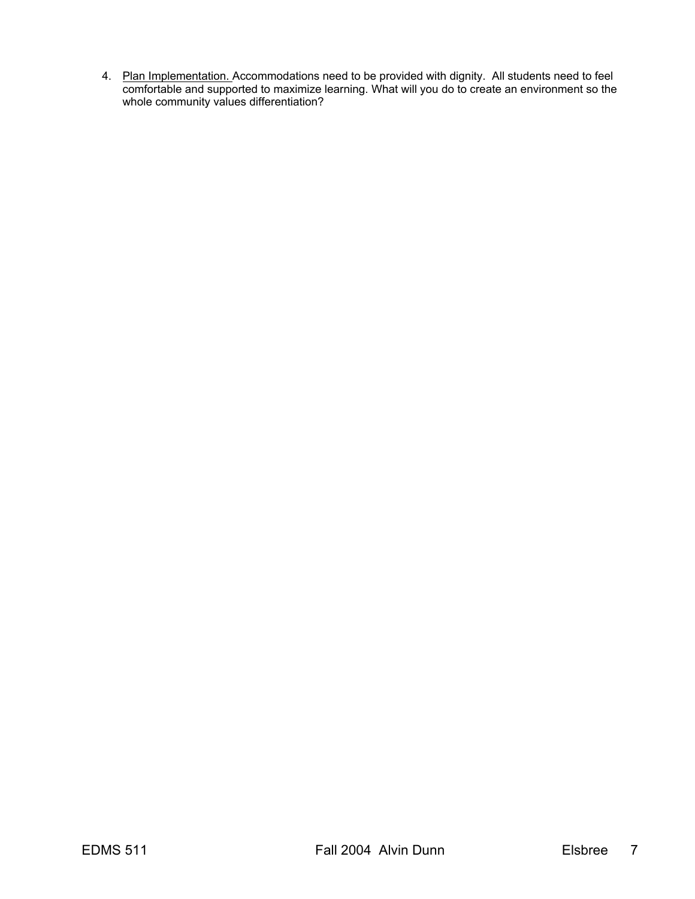4. <u>Plan Implementation.</u> Accommodations need to be provided with dignity. All students need to feel comfortable and supported to maximize learning. What will you do to create an environment so the whole community values differentiation?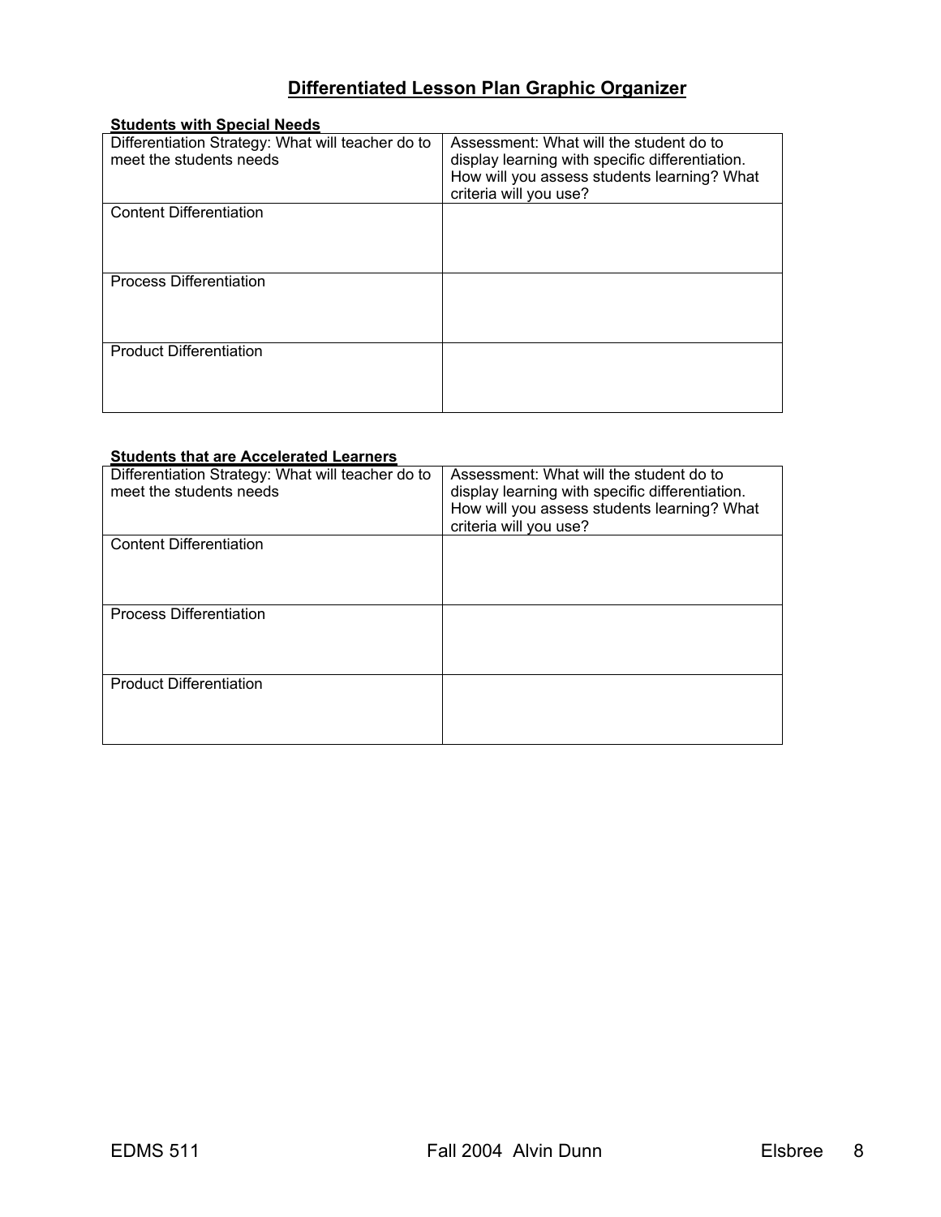# Differentiated Lesson Plan Graphic Organizer

**Students with Special Needs**

| Differentiation Strategy: What will teacher do to meet the students needs | Assessment: What will the student do to display learning with specific differentiation. How will you assess students learning? What criteria will you use? |
| --- | --- |
| Content Differentiation | |
| Process Differentiation | |
| Product Differentiation | |

**Students that are Accelerated Learners**

| Differentiation Strategy: What will teacher do to meet the students needs | Assessment: What will the student do to display learning with specific differentiation. How will you assess students learning? What criteria will you use? |
| --- | --- |
| Content Differentiation | |
| Process Differentiation | |
| Product Differentiation | |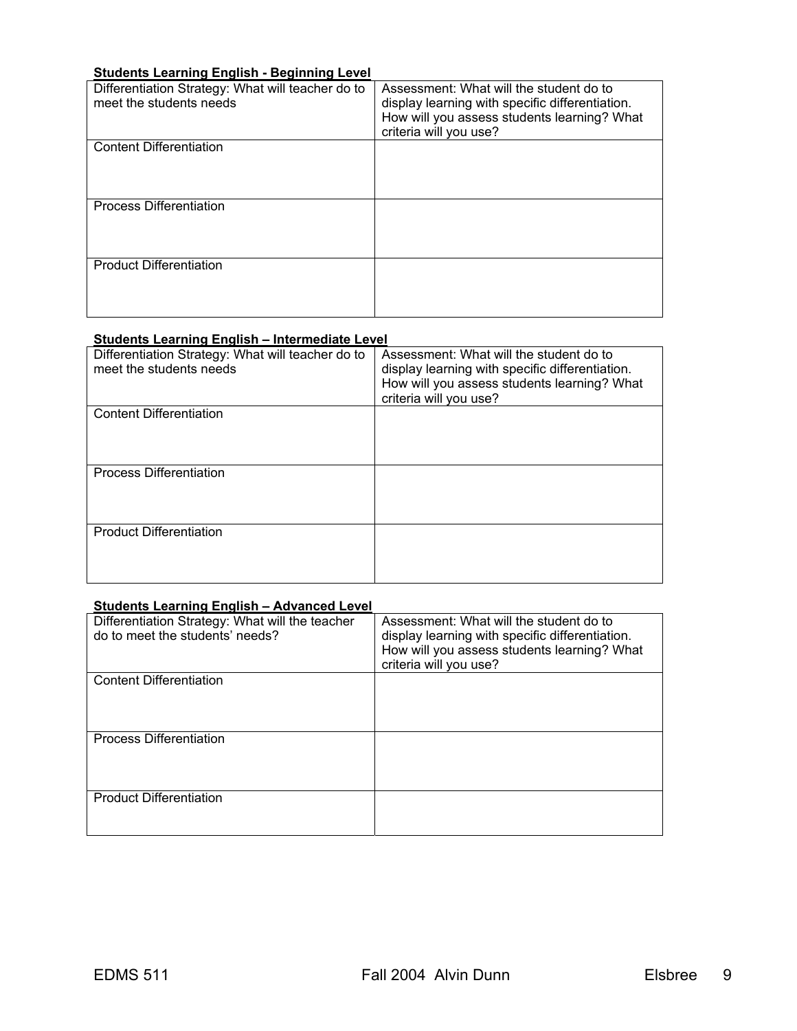**Students Learning English - Beginning Level**

| Differentiation Strategy: What will teacher do to meet the students needs | Assessment: What will the student do to display learning with specific differentiation. How will you assess students learning? What criteria will you use? |
|---|---|
| Content Differentiation | |
| Process Differentiation | |
| Product Differentiation | |

**Students Learning English – Intermediate Level**

| Differentiation Strategy: What will teacher do to meet the students needs | Assessment: What will the student do to display learning with specific differentiation. How will you assess students learning? What criteria will you use? |
|---|---|
| Content Differentiation | |
| Process Differentiation | |
| Product Differentiation | |

**Students Learning English – Advanced Level**

| Differentiation Strategy: What will the teacher do to meet the students' needs? | Assessment: What will the student do to display learning with specific differentiation. How will you assess students learning? What criteria will you use? |
|---|---|
| Content Differentiation | |
| Process Differentiation | |
| Product Differentiation | |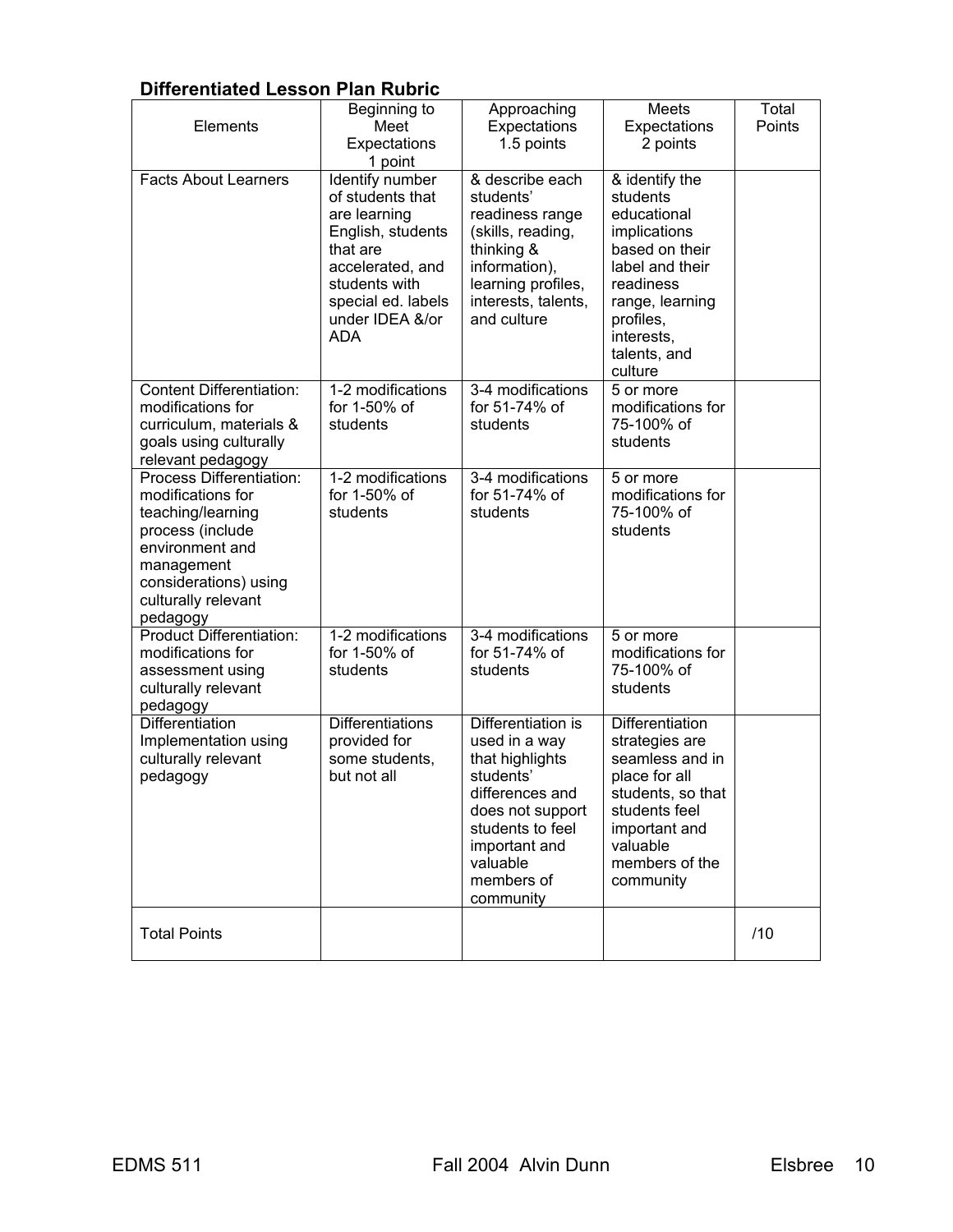### Differentiated Lesson Plan Rubric

| Elements | Beginning to Meet Expectations 1 point | Approaching Expectations 1.5 points | Meets Expectations 2 points | Total Points |
|---|---|---|---|---|
| Facts About Learners | Identify number of students that are learning English, students that are accelerated, and students with special ed. labels under IDEA &/or ADA | & describe each students' readiness range (skills, reading, thinking & information), learning profiles, interests, talents, and culture | & identify the students educational implications based on their label and their readiness range, learning profiles, interests, talents, and culture | |
| Content Differentiation: modifications for curriculum, materials & goals using culturally relevant pedagogy | 1-2 modifications for 1-50% of students | 3-4 modifications for 51-74% of students | 5 or more modifications for 75-100% of students | |
| Process Differentiation: modifications for teaching/learning process (include environment and management considerations) using culturally relevant pedagogy | 1-2 modifications for 1-50% of students | 3-4 modifications for 51-74% of students | 5 or more modifications for 75-100% of students | |
| Product Differentiation: modifications for assessment using culturally relevant pedagogy | 1-2 modifications for 1-50% of students | 3-4 modifications for 51-74% of students | 5 or more modifications for 75-100% of students | |
| Differentiation Implementation using culturally relevant pedagogy | Differentiations provided for some students, but not all | Differentiation is used in a way that highlights students' differences and does not support students to feel important and valuable members of community | Differentiation strategies are seamless and in place for all students, so that students feel important and valuable members of the community | |
| Total Points | | | | /10 |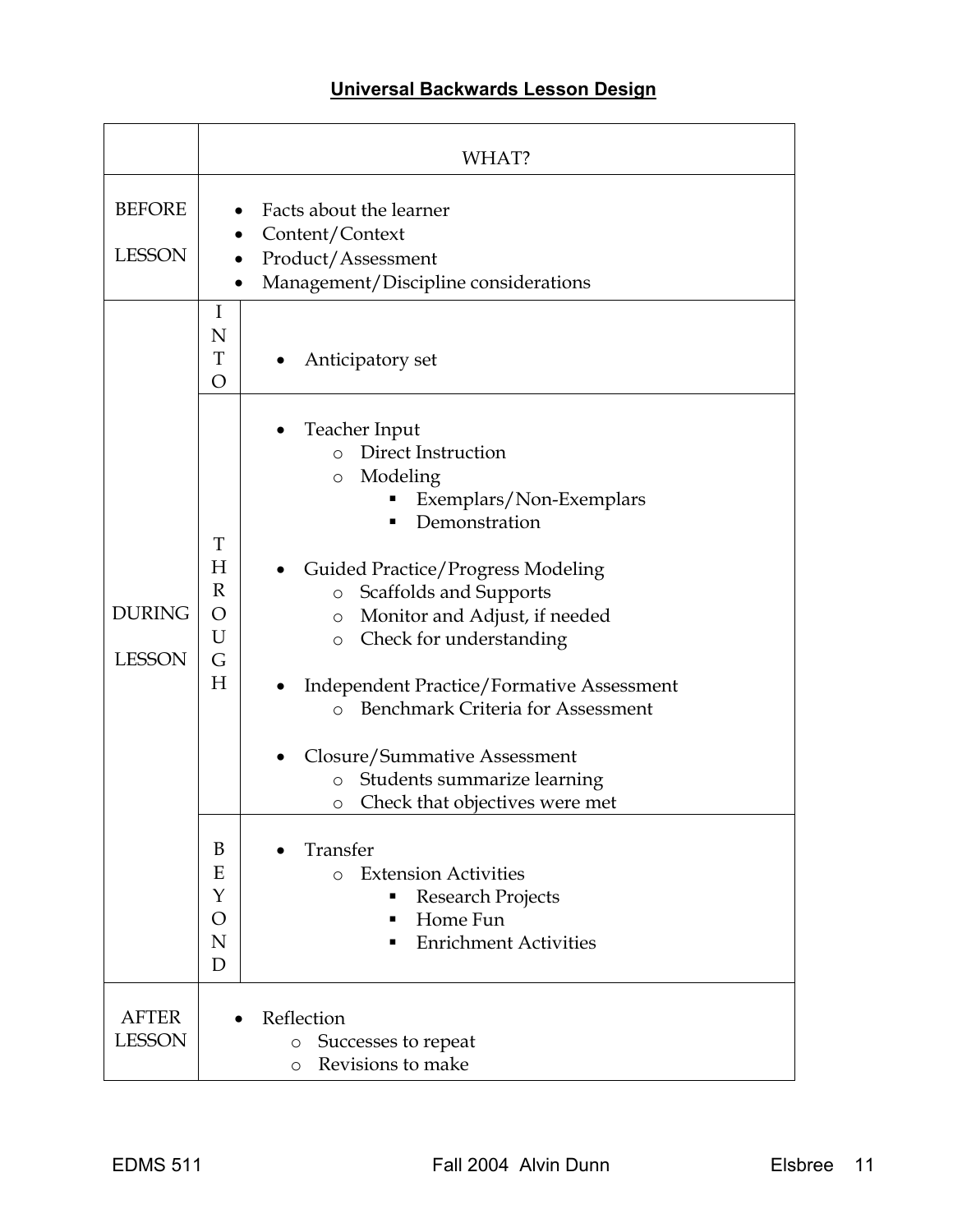## Universal Backwards Lesson Design

| | | WHAT? |
|---|---|---|
| BEFORE LESSON | | • Facts about the learner<br>• Content/Context<br>• Product/Assessment<br>• Management/Discipline considerations |
| DURING LESSON | INTO | • Anticipatory set |
| | THROUGH | • Teacher Input<br>  ○ Direct Instruction<br>  ○ Modeling<br>    ▪ Exemplars/Non-Exemplars<br>    ▪ Demonstration<br>• Guided Practice/Progress Modeling<br>  ○ Scaffolds and Supports<br>  ○ Monitor and Adjust, if needed<br>  ○ Check for understanding<br>• Independent Practice/Formative Assessment<br>  ○ Benchmark Criteria for Assessment<br>• Closure/Summative Assessment<br>  ○ Students summarize learning<br>  ○ Check that objectives were met |
| | BEYOND | • Transfer<br>  ○ Extension Activities<br>    ▪ Research Projects<br>    ▪ Home Fun<br>    ▪ Enrichment Activities |
| AFTER LESSON | | • Reflection<br>  ○ Successes to repeat<br>  ○ Revisions to make |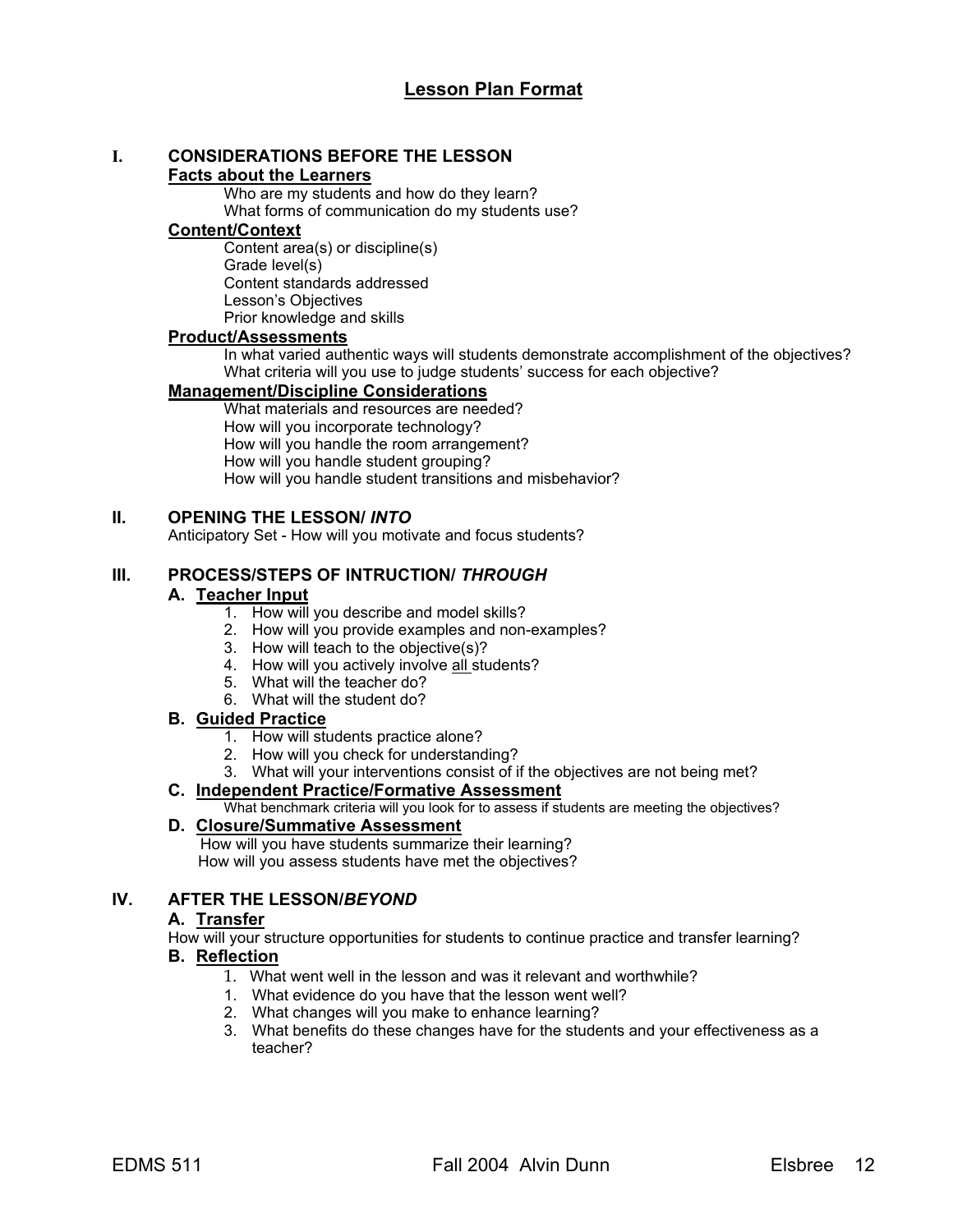# Lesson Plan Format

## I. CONSIDERATIONS BEFORE THE LESSON

**Facts about the Learners**

Who are my students and how do they learn?
What forms of communication do my students use?

**Content/Context**

Content area(s) or discipline(s)
Grade level(s)
Content standards addressed
Lesson's Objectives
Prior knowledge and skills

**Product/Assessments**

In what varied authentic ways will students demonstrate accomplishment of the objectives?
What criteria will you use to judge students' success for each objective?

**Management/Discipline Considerations**

What materials and resources are needed?
How will you incorporate technology?
How will you handle the room arrangement?
How will you handle student grouping?
How will you handle student transitions and misbehavior?

## II. OPENING THE LESSON/ *INTO*

Anticipatory Set - How will you motivate and focus students?

## III. PROCESS/STEPS OF INTRUCTION/ *THROUGH*

### A. Teacher Input

1. How will you describe and model skills?
2. How will you provide examples and non-examples?
3. How will teach to the objective(s)?
4. How will you actively involve all students?
5. What will the teacher do?
6. What will the student do?

### B. Guided Practice

1. How will students practice alone?
2. How will you check for understanding?
3. What will your interventions consist of if the objectives are not being met?

### C. Independent Practice/Formative Assessment

What benchmark criteria will you look for to assess if students are meeting the objectives?

### D. Closure/Summative Assessment

How will you have students summarize their learning?
How will you assess students have met the objectives?

## IV. AFTER THE LESSON/*BEYOND*

### A. Transfer

How will your structure opportunities for students to continue practice and transfer learning?

### B. Reflection

1. What went well in the lesson and was it relevant and worthwhile?
1. What evidence do you have that the lesson went well?
2. What changes will you make to enhance learning?
3. What benefits do these changes have for the students and your effectiveness as a teacher?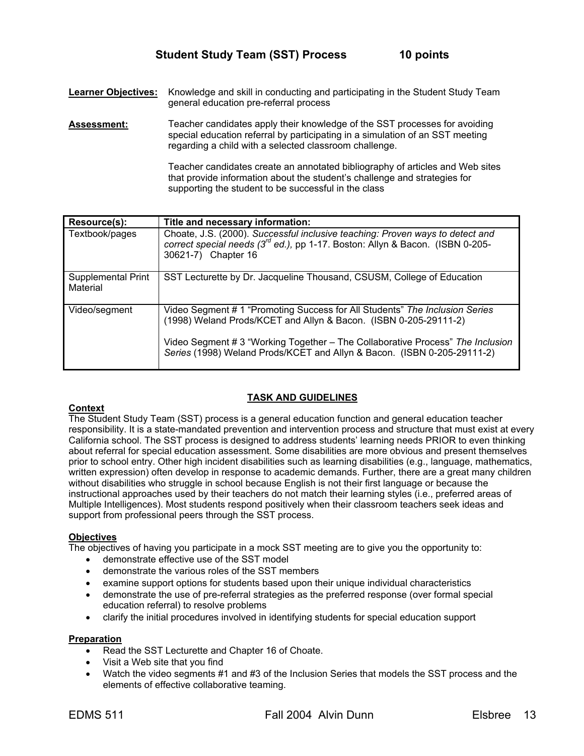## Student Study Team (SST) Process 10 points

**Learner Objectives:** Knowledge and skill in conducting and participating in the Student Study Team general education pre-referral process

**Assessment:** Teacher candidates apply their knowledge of the SST processes for avoiding special education referral by participating in a simulation of an SST meeting regarding a child with a selected classroom challenge.

Teacher candidates create an annotated bibliography of articles and Web sites that provide information about the student's challenge and strategies for supporting the student to be successful in the class

| Resource(s): | Title and necessary information: |
|---|---|
| Textbook/pages | Choate, J.S. (2000). *Successful inclusive teaching: Proven ways to detect and correct special needs (3rd ed.),* pp 1-17. Boston: Allyn & Bacon. (ISBN 0-205-30621-7) Chapter 16 |
| Supplemental Print Material | SST Lecturette by Dr. Jacqueline Thousand, CSUSM, College of Education |
| Video/segment | Video Segment # 1 "Promoting Success for All Students" *The Inclusion Series* (1998) Weland Prods/KCET and Allyn & Bacon. (ISBN 0-205-29111-2)<br><br>Video Segment # 3 "Working Together – The Collaborative Process" *The Inclusion Series* (1998) Weland Prods/KCET and Allyn & Bacon. (ISBN 0-205-29111-2) |

### TASK AND GUIDELINES

**Context**

The Student Study Team (SST) process is a general education function and general education teacher responsibility. It is a state-mandated prevention and intervention process and structure that must exist at every California school. The SST process is designed to address students' learning needs PRIOR to even thinking about referral for special education assessment. Some disabilities are more obvious and present themselves prior to school entry. Other high incident disabilities such as learning disabilities (e.g., language, mathematics, written expression) often develop in response to academic demands. Further, there are a great many children without disabilities who struggle in school because English is not their first language or because the instructional approaches used by their teachers do not match their learning styles (i.e., preferred areas of Multiple Intelligences). Most students respond positively when their classroom teachers seek ideas and support from professional peers through the SST process.

**Objectives**

The objectives of having you participate in a mock SST meeting are to give you the opportunity to:

- demonstrate effective use of the SST model
- demonstrate the various roles of the SST members
- examine support options for students based upon their unique individual characteristics
- demonstrate the use of pre-referral strategies as the preferred response (over formal special education referral) to resolve problems
- clarify the initial procedures involved in identifying students for special education support

**Preparation**

- Read the SST Lecturette and Chapter 16 of Choate.
- Visit a Web site that you find
- Watch the video segments #1 and #3 of the Inclusion Series that models the SST process and the elements of effective collaborative teaming.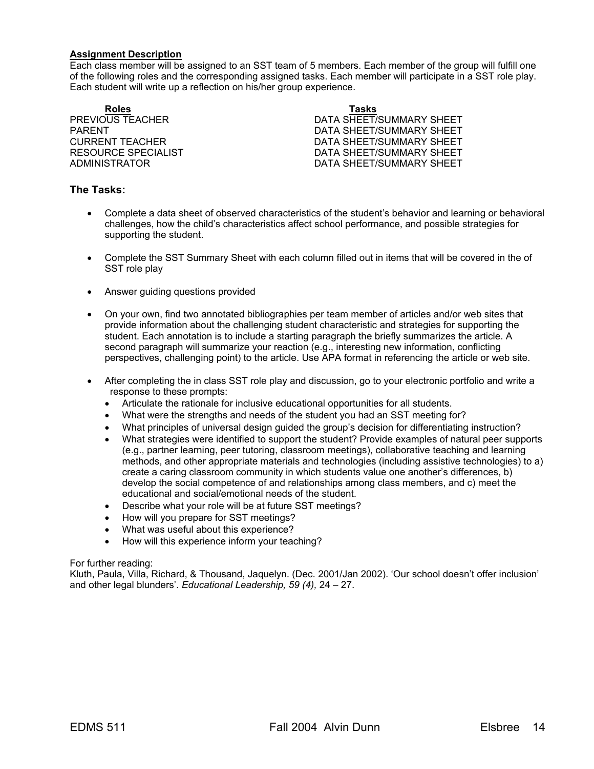**Assignment Description**
Each class member will be assigned to an SST team of 5 members. Each member of the group will fulfill one of the following roles and the corresponding assigned tasks. Each member will participate in a SST role play. Each student will write up a reflection on his/her group experience.

| Roles | Tasks |
|---|---|
| PREVIOUS TEACHER | DATA SHEET/SUMMARY SHEET |
| PARENT | DATA SHEET/SUMMARY SHEET |
| CURRENT TEACHER | DATA SHEET/SUMMARY SHEET |
| RESOURCE SPECIALIST | DATA SHEET/SUMMARY SHEET |
| ADMINISTRATOR | DATA SHEET/SUMMARY SHEET |

### The Tasks:

- Complete a data sheet of observed characteristics of the student's behavior and learning or behavioral challenges, how the child's characteristics affect school performance, and possible strategies for supporting the student.

- Complete the SST Summary Sheet with each column filled out in items that will be covered in the of SST role play

- Answer guiding questions provided

- On your own, find two annotated bibliographies per team member of articles and/or web sites that provide information about the challenging student characteristic and strategies for supporting the student. Each annotation is to include a starting paragraph the briefly summarizes the article. A second paragraph will summarize your reaction (e.g., interesting new information, conflicting perspectives, challenging point) to the article. Use APA format in referencing the article or web site.

- After completing the in class SST role play and discussion, go to your electronic portfolio and write a response to these prompts:
  - Articulate the rationale for inclusive educational opportunities for all students.
  - What were the strengths and needs of the student you had an SST meeting for?
  - What principles of universal design guided the group's decision for differentiating instruction?
  - What strategies were identified to support the student? Provide examples of natural peer supports (e.g., partner learning, peer tutoring, classroom meetings), collaborative teaching and learning methods, and other appropriate materials and technologies (including assistive technologies) to a) create a caring classroom community in which students value one another's differences, b) develop the social competence of and relationships among class members, and c) meet the educational and social/emotional needs of the student.
  - Describe what your role will be at future SST meetings?
  - How will you prepare for SST meetings?
  - What was useful about this experience?
  - How will this experience inform your teaching?

For further reading:
Kluth, Paula, Villa, Richard, & Thousand, Jaquelyn. (Dec. 2001/Jan 2002). 'Our school doesn't offer inclusion' and other legal blunders'. *Educational Leadership, 59 (4),* 24 – 27.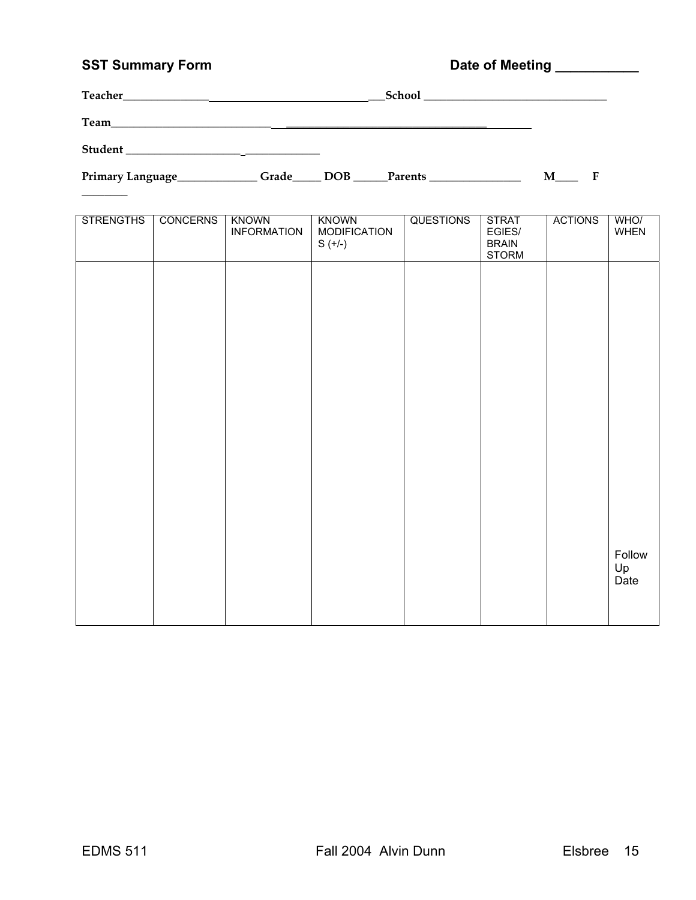**SST Summary Form** **Date of Meeting ___________**

**Teacher______________________________________________School ________________________________**

**Team_____________________________________________________________________________________**

**Student ____________________ _____________**

**Primary Language______________ Grade_____ DOB ______Parents ________________ M____ F ________**

| STRENGTHS | CONCERNS | KNOWN INFORMATION | KNOWN MODIFICATIONS (+/-) | QUESTIONS | STRATEGIES/ BRAIN STORM | ACTIONS | WHO/ WHEN |
|---|---|---|---|---|---|---|---|
| | | | | | | | Follow Up Date |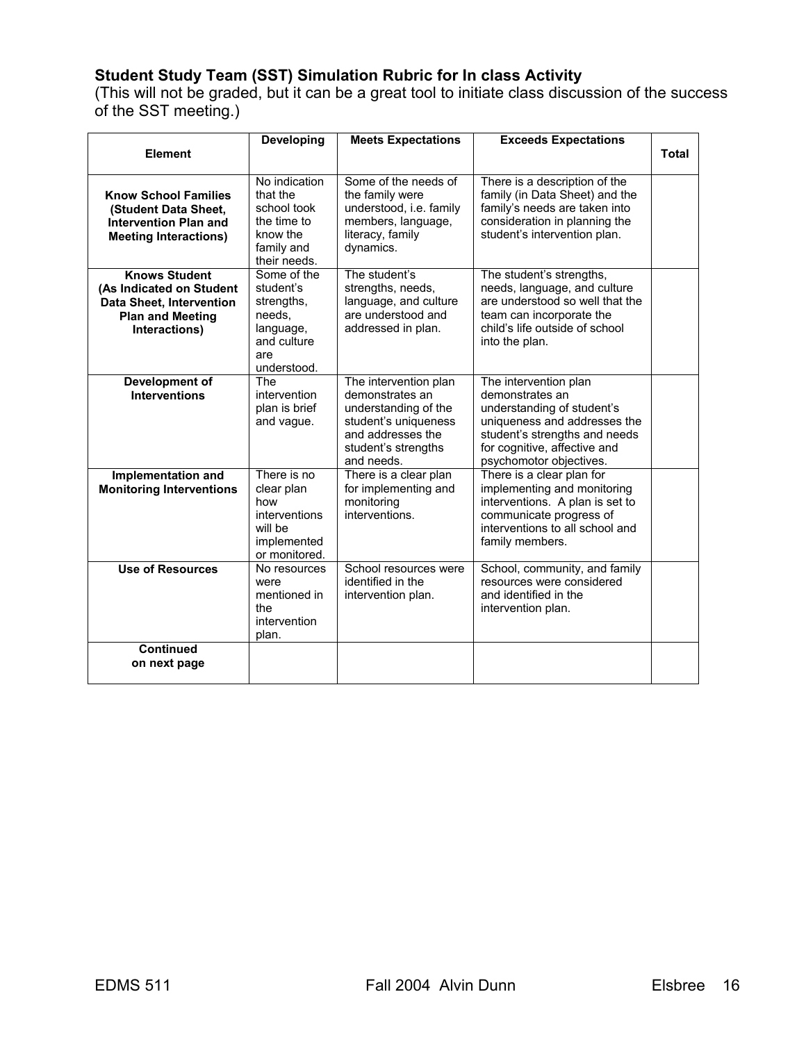**Student Study Team (SST) Simulation Rubric for In class Activity**
(This will not be graded, but it can be a great tool to initiate class discussion of the success of the SST meeting.)

| Element | Developing | Meets Expectations | Exceeds Expectations | Total |
|---|---|---|---|---|
| **Know School Families (Student Data Sheet, Intervention Plan and Meeting Interactions)** | No indication that the school took the time to know the family and their needs. | Some of the needs of the family were understood, i.e. family members, language, literacy, family dynamics. | There is a description of the family (in Data Sheet) and the family's needs are taken into consideration in planning the student's intervention plan. | |
| **Knows Student (As Indicated on Student Data Sheet, Intervention Plan and Meeting Interactions)** | Some of the student's strengths, needs, language, and culture are understood. | The student's strengths, needs, language, and culture are understood and addressed in plan. | The student's strengths, needs, language, and culture are understood so well that the team can incorporate the child's life outside of school into the plan. | |
| **Development of Interventions** | The intervention plan is brief and vague. | The intervention plan demonstrates an understanding of the student's uniqueness and addresses the student's strengths and needs. | The intervention plan demonstrates an understanding of student's uniqueness and addresses the student's strengths and needs for cognitive, affective and psychomotor objectives. | |
| **Implementation and Monitoring Interventions** | There is no clear plan how interventions will be implemented or monitored. | There is a clear plan for implementing and monitoring interventions. | There is a clear plan for implementing and monitoring interventions. A plan is set to communicate progress of interventions to all school and family members. | |
| **Use of Resources** | No resources were mentioned in the intervention plan. | School resources were identified in the intervention plan. | School, community, and family resources were considered and identified in the intervention plan. | |
| **Continued on next page** | | | | |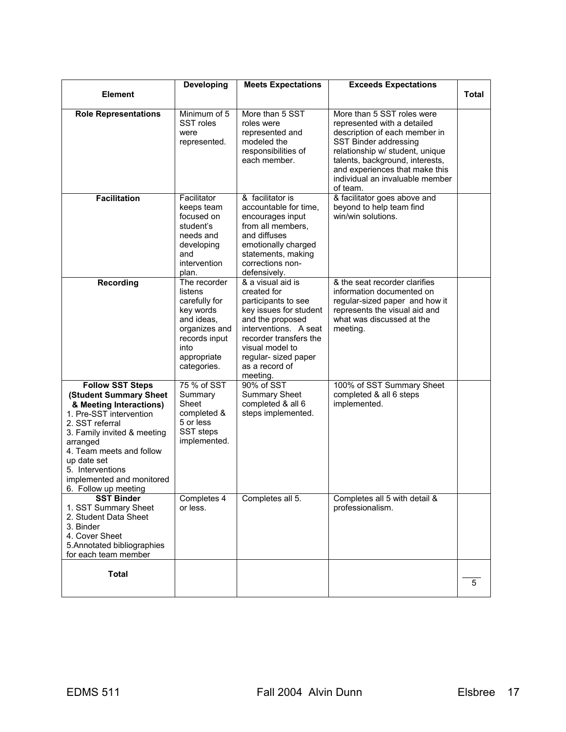| Element | Developing | Meets Expectations | Exceeds Expectations | Total |
|---|---|---|---|---|
| **Role Representations** | Minimum of 5 SST roles were represented. | More than 5 SST roles were represented and modeled the responsibilities of each member. | More than 5 SST roles were represented with a detailed description of each member in SST Binder addressing relationship w/ student, unique talents, background, interests, and experiences that make this individual an invaluable member of team. | |
| **Facilitation** | Facilitator keeps team focused on student's needs and developing and intervention plan. | & facilitator is accountable for time, encourages input from all members, and diffuses emotionally charged statements, making corrections non-defensively. | & facilitator goes above and beyond to help team find win/win solutions. | |
| **Recording** | The recorder listens carefully for key words and ideas, organizes and records input into appropriate categories. | & a visual aid is created for participants to see key issues for student and the proposed interventions. A seat recorder transfers the visual model to regular- sized paper as a record of meeting. | & the seat recorder clarifies information documented on regular-sized paper and how it represents the visual aid and what was discussed at the meeting. | |
| **Follow SST Steps (Student Summary Sheet & Meeting Interactions)**<br>1. Pre-SST intervention<br>2. SST referral<br>3. Family invited & meeting arranged<br>4. Team meets and follow up date set<br>5. Interventions implemented and monitored<br>6. Follow up meeting | 75 % of SST Summary Sheet completed & 5 or less SST steps implemented. | 90% of SST Summary Sheet completed & all 6 steps implemented. | 100% of SST Summary Sheet completed & all 6 steps implemented. | |
| **SST Binder**<br>1. SST Summary Sheet<br>2. Student Data Sheet<br>3. Binder<br>4. Cover Sheet<br>5.Annotated bibliographies for each team member | Completes 4 or less. | Completes all 5. | Completes all 5 with detail & professionalism. | |
| **Total** | | | | ____<br>5 |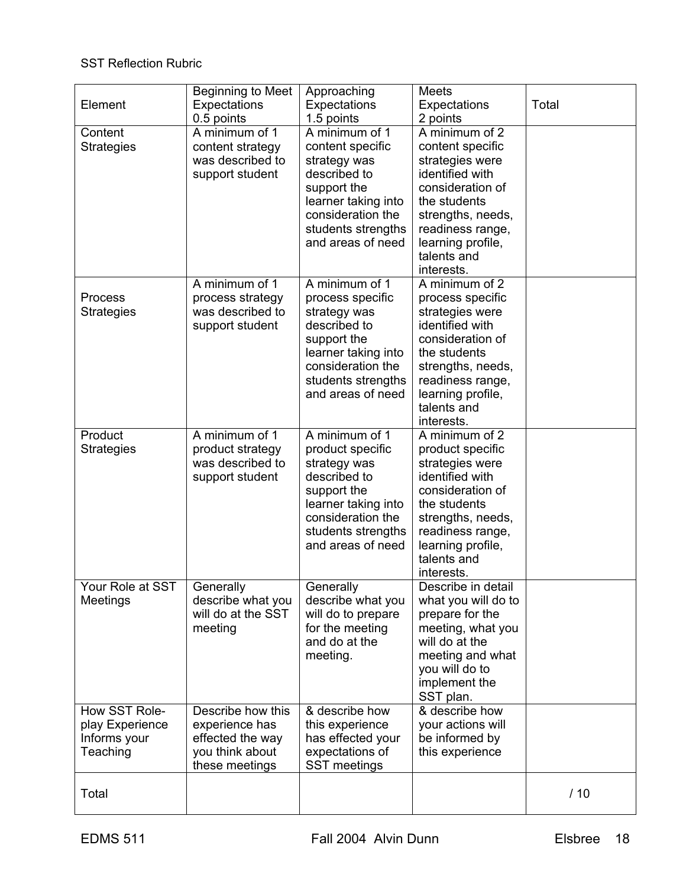SST Reflection Rubric

| Element | Beginning to Meet Expectations 0.5 points | Approaching Expectations 1.5 points | Meets Expectations 2 points | Total |
|---|---|---|---|---|
| Content Strategies | A minimum of 1 content strategy was described to support student | A minimum of 1 content specific strategy was described to support the learner taking into consideration the students strengths and areas of need | A minimum of 2 content specific strategies were identified with consideration of the students strengths, needs, readiness range, learning profile, talents and interests. | |
| Process Strategies | A minimum of 1 process strategy was described to support student | A minimum of 1 process specific strategy was described to support the learner taking into consideration the students strengths and areas of need | A minimum of 2 process specific strategies were identified with consideration of the students strengths, needs, readiness range, learning profile, talents and interests. | |
| Product Strategies | A minimum of 1 product strategy was described to support student | A minimum of 1 product specific strategy was described to support the learner taking into consideration the students strengths and areas of need | A minimum of 2 product specific strategies were identified with consideration of the students strengths, needs, readiness range, learning profile, talents and interests. | |
| Your Role at SST Meetings | Generally describe what you will do at the SST meeting | Generally describe what you will do to prepare for the meeting and do at the meeting. | Describe in detail what you will do to prepare for the meeting, what you will do at the meeting and what you will do to implement the SST plan. | |
| How SST Role-play Experience Informs your Teaching | Describe how this experience has effected the way you think about these meetings | & describe how this experience has effected your expectations of SST meetings | & describe how your actions will be informed by this experience | |
| Total | | | | / 10 |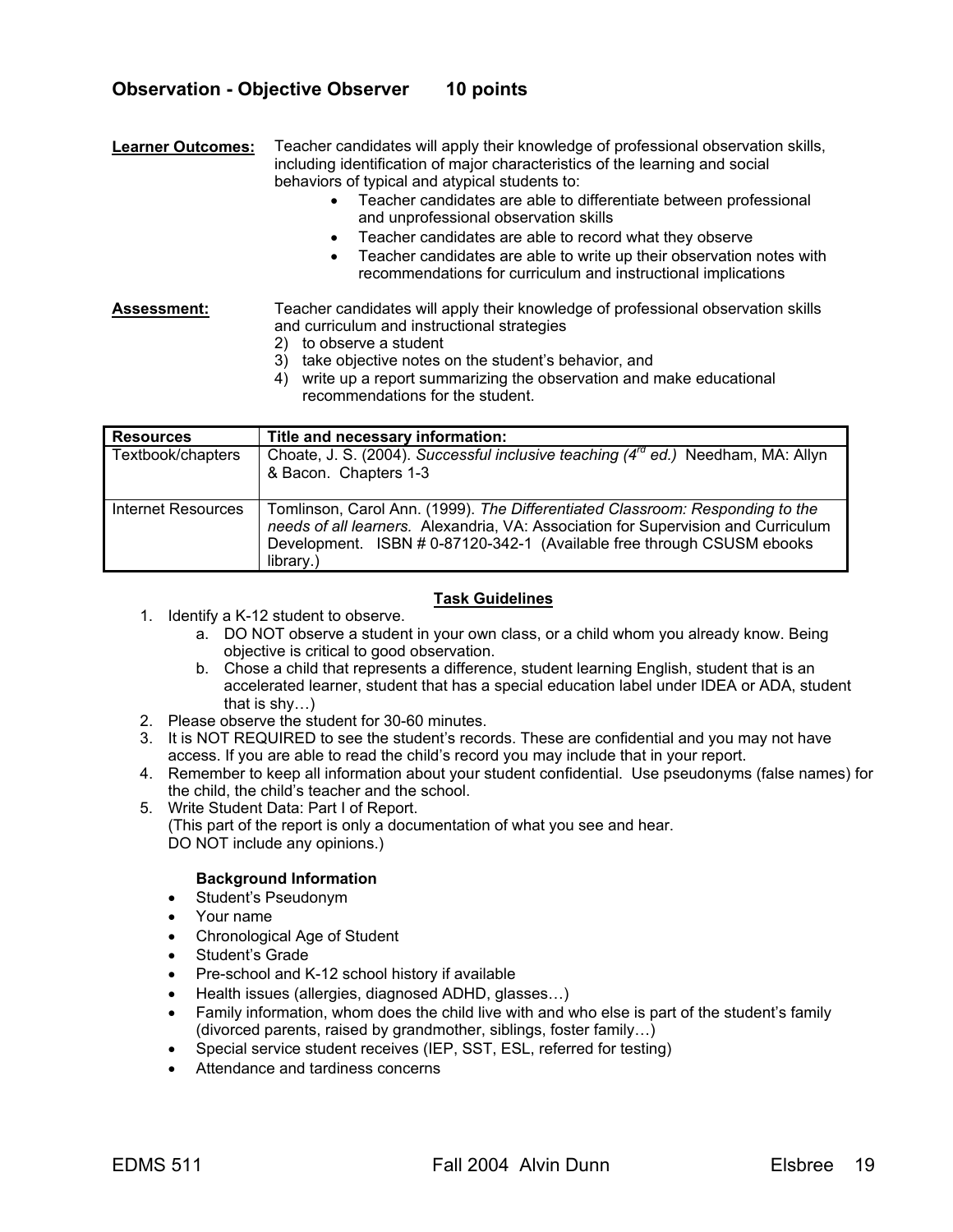## Observation - Objective Observer 10 points

**Learner Outcomes:** Teacher candidates will apply their knowledge of professional observation skills, including identification of major characteristics of the learning and social behaviors of typical and atypical students to:

- Teacher candidates are able to differentiate between professional and unprofessional observation skills
- Teacher candidates are able to record what they observe
- Teacher candidates are able to write up their observation notes with recommendations for curriculum and instructional implications

**Assessment:** Teacher candidates will apply their knowledge of professional observation skills and curriculum and instructional strategies

2) to observe a student
3) take objective notes on the student's behavior, and
4) write up a report summarizing the observation and make educational recommendations for the student.

| Resources | Title and necessary information: |
|---|---|
| Textbook/chapters | Choate, J. S. (2004). *Successful inclusive teaching (4rd ed.)* Needham, MA: Allyn & Bacon. Chapters 1-3 |
| Internet Resources | Tomlinson, Carol Ann. (1999). *The Differentiated Classroom: Responding to the needs of all learners.* Alexandria, VA: Association for Supervision and Curriculum Development. ISBN # 0-87120-342-1 (Available free through CSUSM ebooks library.) |

**Task Guidelines**

1. Identify a K-12 student to observe.
   a. DO NOT observe a student in your own class, or a child whom you already know. Being objective is critical to good observation.
   b. Chose a child that represents a difference, student learning English, student that is an accelerated learner, student that has a special education label under IDEA or ADA, student that is shy…)
2. Please observe the student for 30-60 minutes.
3. It is NOT REQUIRED to see the student's records. These are confidential and you may not have access. If you are able to read the child's record you may include that in your report.
4. Remember to keep all information about your student confidential. Use pseudonyms (false names) for the child, the child's teacher and the school.
5. Write Student Data: Part I of Report.
   (This part of the report is only a documentation of what you see and hear.
   DO NOT include any opinions.)

   **Background Information**

   - Student's Pseudonym
   - Your name
   - Chronological Age of Student
   - Student's Grade
   - Pre-school and K-12 school history if available
   - Health issues (allergies, diagnosed ADHD, glasses…)
   - Family information, whom does the child live with and who else is part of the student's family (divorced parents, raised by grandmother, siblings, foster family…)
   - Special service student receives (IEP, SST, ESL, referred for testing)
   - Attendance and tardiness concerns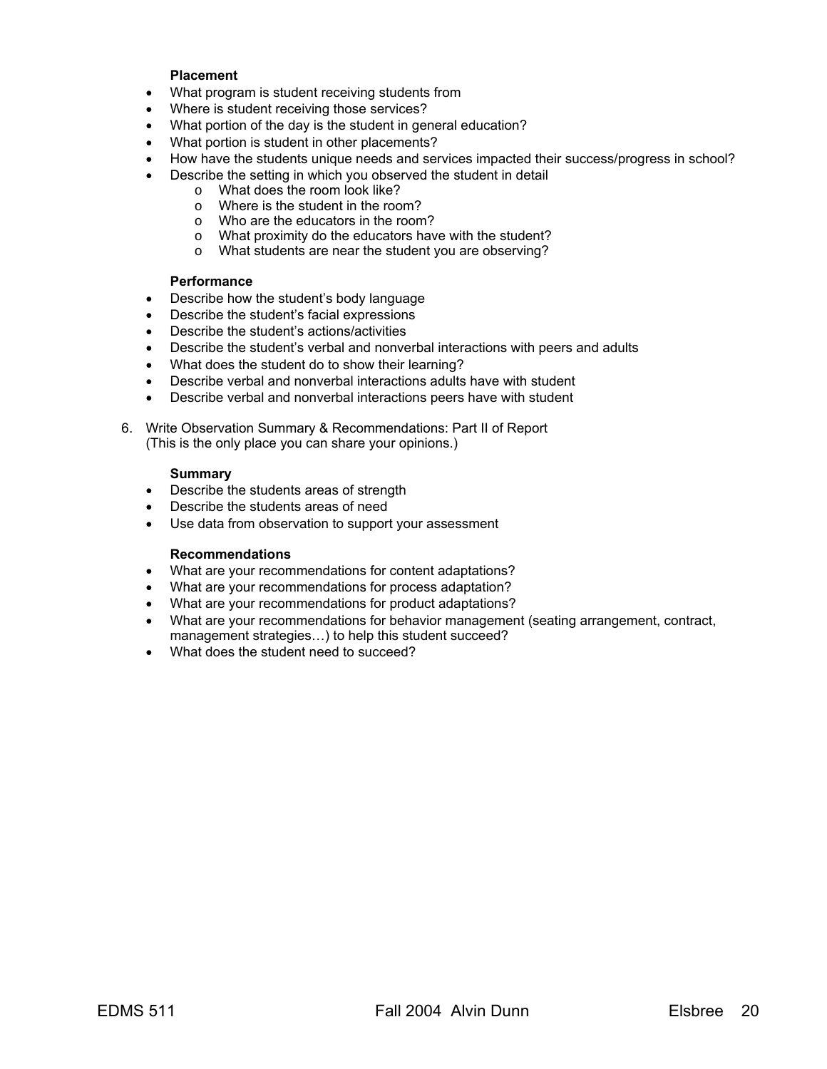**Placement**

- What program is student receiving students from
- Where is student receiving those services?
- What portion of the day is the student in general education?
- What portion is student in other placements?
- How have the students unique needs and services impacted their success/progress in school?
- Describe the setting in which you observed the student in detail
    - What does the room look like?
    - Where is the student in the room?
    - Who are the educators in the room?
    - What proximity do the educators have with the student?
    - What students are near the student you are observing?

**Performance**

- Describe how the student's body language
- Describe the student's facial expressions
- Describe the student's actions/activities
- Describe the student's verbal and nonverbal interactions with peers and adults
- What does the student do to show their learning?
- Describe verbal and nonverbal interactions adults have with student
- Describe verbal and nonverbal interactions peers have with student

6. Write Observation Summary & Recommendations: Part II of Report
   (This is the only place you can share your opinions.)

**Summary**

- Describe the students areas of strength
- Describe the students areas of need
- Use data from observation to support your assessment

**Recommendations**

- What are your recommendations for content adaptations?
- What are your recommendations for process adaptation?
- What are your recommendations for product adaptations?
- What are your recommendations for behavior management (seating arrangement, contract, management strategies…) to help this student succeed?
- What does the student need to succeed?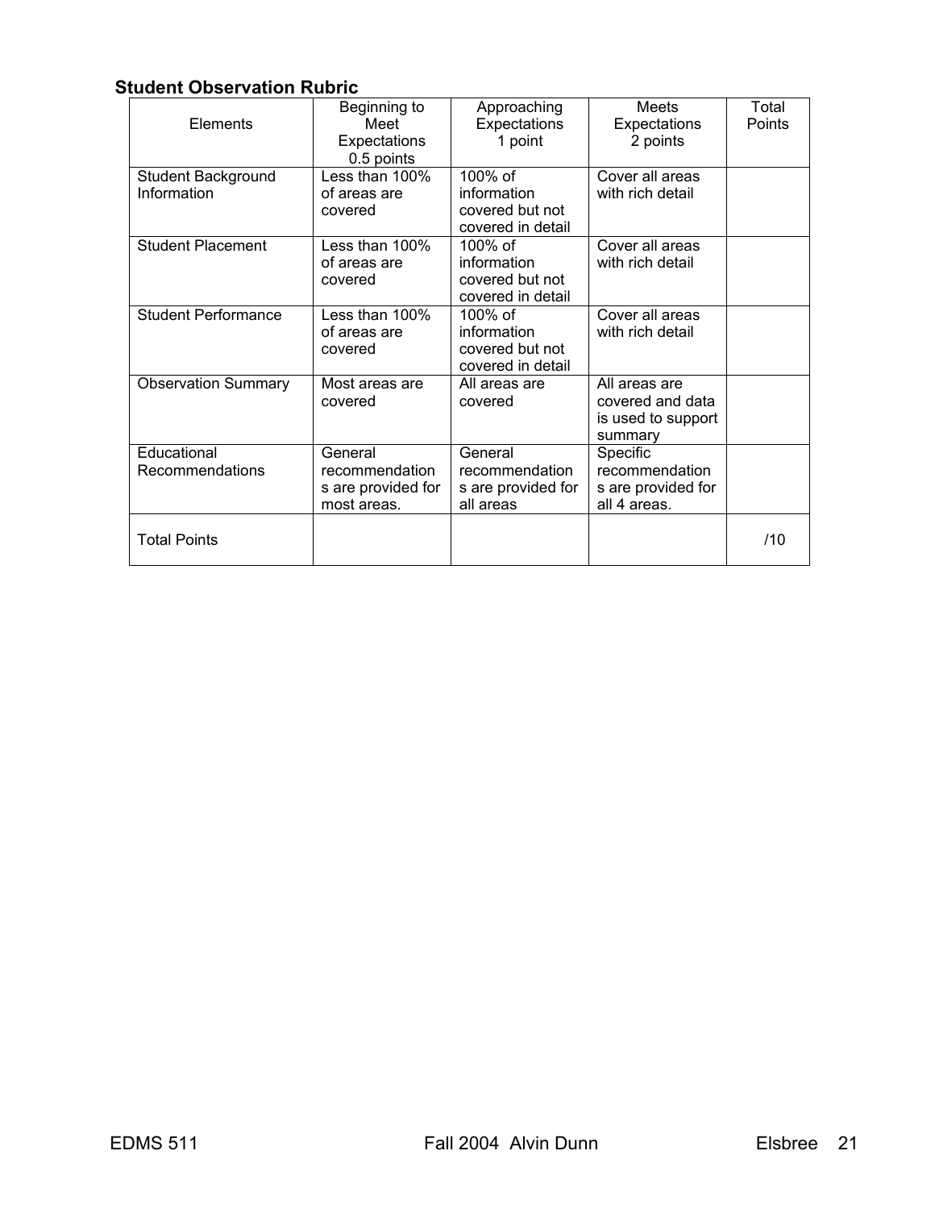## Student Observation Rubric

| Elements | Beginning to Meet Expectations 0.5 points | Approaching Expectations 1 point | Meets Expectations 2 points | Total Points |
|---|---|---|---|---|
| Student Background Information | Less than 100% of areas are covered | 100% of information covered but not covered in detail | Cover all areas with rich detail | |
| Student Placement | Less than 100% of areas are covered | 100% of information covered but not covered in detail | Cover all areas with rich detail | |
| Student Performance | Less than 100% of areas are covered | 100% of information covered but not covered in detail | Cover all areas with rich detail | |
| Observation Summary | Most areas are covered | All areas are covered | All areas are covered and data is used to support summary | |
| Educational Recommendations | General recommendations are provided for most areas. | General recommendations are provided for all areas | Specific recommendations are provided for all 4 areas. | |
| Total Points | | | | /10 |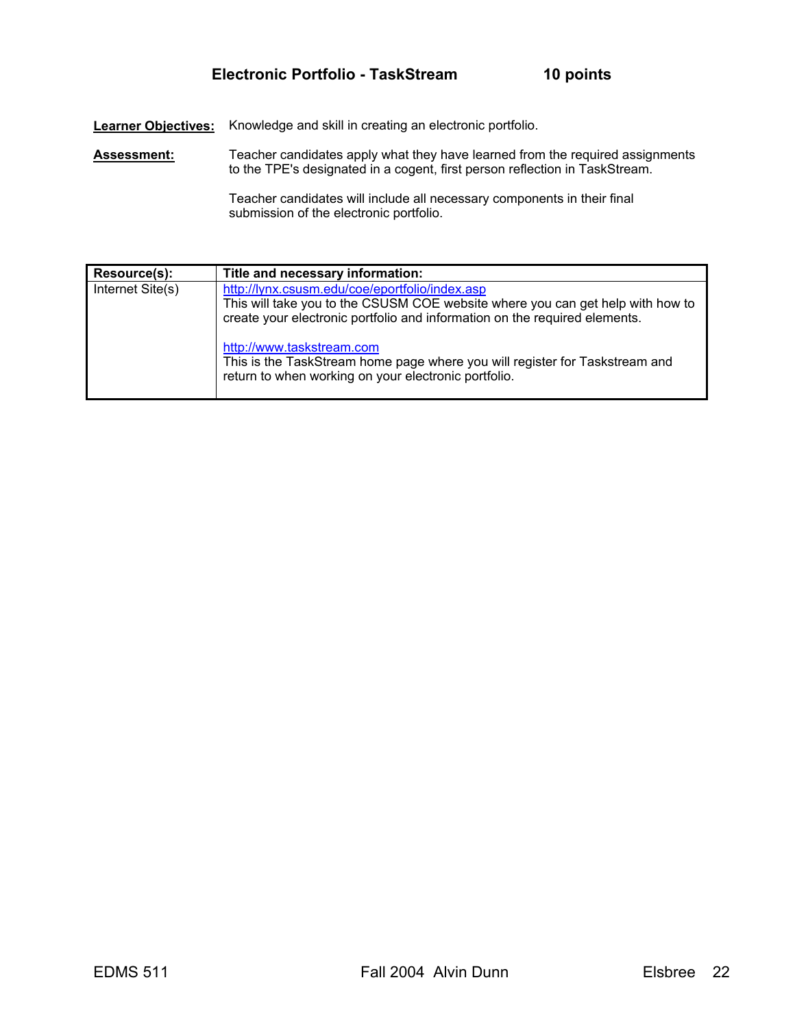## Electronic Portfolio - TaskStream 10 points

**Learner Objectives:** Knowledge and skill in creating an electronic portfolio.

**Assessment:** Teacher candidates apply what they have learned from the required assignments to the TPE's designated in a cogent, first person reflection in TaskStream.

Teacher candidates will include all necessary components in their final submission of the electronic portfolio.

| Resource(s): | Title and necessary information: |
|---|---|
| Internet Site(s) | http://lynx.csusm.edu/coe/eportfolio/index.asp<br>This will take you to the CSUSM COE website where you can get help with how to create your electronic portfolio and information on the required elements.<br><br>http://www.taskstream.com<br>This is the TaskStream home page where you will register for Taskstream and return to when working on your electronic portfolio. |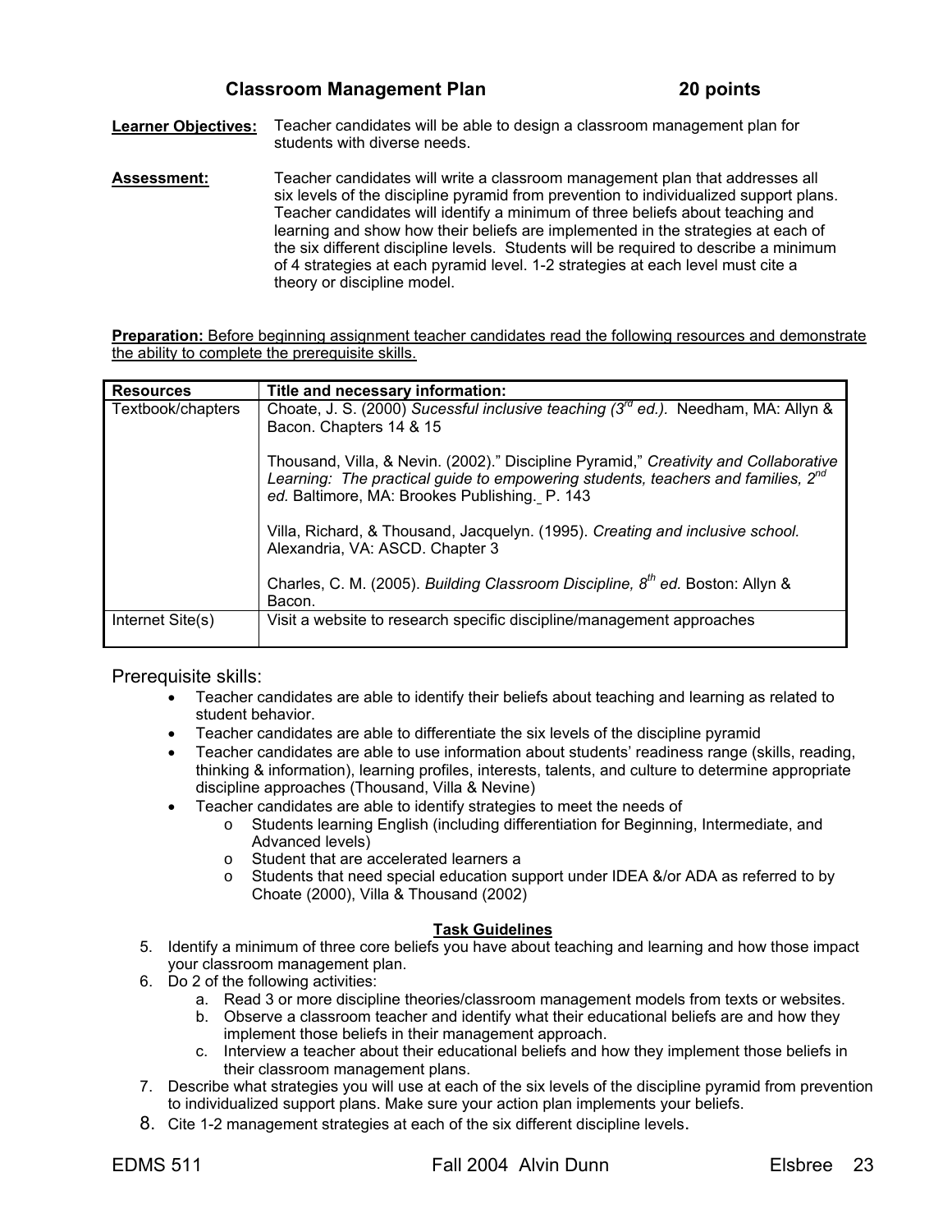## Classroom Management Plan 20 points

**Learner Objectives:** Teacher candidates will be able to design a classroom management plan for students with diverse needs.

**Assessment:** Teacher candidates will write a classroom management plan that addresses all six levels of the discipline pyramid from prevention to individualized support plans. Teacher candidates will identify a minimum of three beliefs about teaching and learning and show how their beliefs are implemented in the strategies at each of the six different discipline levels. Students will be required to describe a minimum of 4 strategies at each pyramid level. 1-2 strategies at each level must cite a theory or discipline model.

**Preparation:** Before beginning assignment teacher candidates read the following resources and demonstrate the ability to complete the prerequisite skills.

| Resources | Title and necessary information: |
|---|---|
| Textbook/chapters | Choate, J. S. (2000) *Sucessful inclusive teaching (3rd ed.).* Needham, MA: Allyn & Bacon. Chapters 14 & 15<br><br>Thousand, Villa, & Nevin. (2002)." Discipline Pyramid," *Creativity and Collaborative Learning: The practical guide to empowering students, teachers and families, 2nd ed.* Baltimore, MA: Brookes Publishing. P. 143<br><br>Villa, Richard, & Thousand, Jacquelyn. (1995). *Creating and inclusive school.* Alexandria, VA: ASCD. Chapter 3<br><br>Charles, C. M. (2005). *Building Classroom Discipline, 8th ed.* Boston: Allyn & Bacon. |
| Internet Site(s) | Visit a website to research specific discipline/management approaches |

Prerequisite skills:

- Teacher candidates are able to identify their beliefs about teaching and learning as related to student behavior.
- Teacher candidates are able to differentiate the six levels of the discipline pyramid
- Teacher candidates are able to use information about students' readiness range (skills, reading, thinking & information), learning profiles, interests, talents, and culture to determine appropriate discipline approaches (Thousand, Villa & Nevine)
- Teacher candidates are able to identify strategies to meet the needs of
  - Students learning English (including differentiation for Beginning, Intermediate, and Advanced levels)
  - Student that are accelerated learners a
  - Students that need special education support under IDEA &/or ADA as referred to by Choate (2000), Villa & Thousand (2002)

### Task Guidelines

5. Identify a minimum of three core beliefs you have about teaching and learning and how those impact your classroom management plan.
6. Do 2 of the following activities:
   a. Read 3 or more discipline theories/classroom management models from texts or websites.
   b. Observe a classroom teacher and identify what their educational beliefs are and how they implement those beliefs in their management approach.
   c. Interview a teacher about their educational beliefs and how they implement those beliefs in their classroom management plans.
7. Describe what strategies you will use at each of the six levels of the discipline pyramid from prevention to individualized support plans. Make sure your action plan implements your beliefs.
8. Cite 1-2 management strategies at each of the six different discipline levels.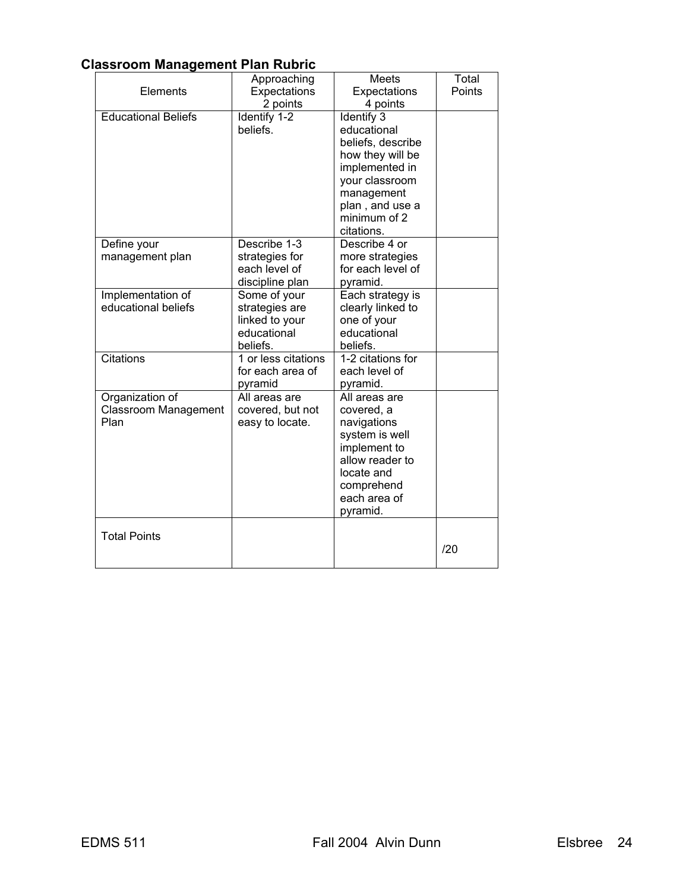## Classroom Management Plan Rubric

| Elements | Approaching Expectations 2 points | Meets Expectations 4 points | Total Points |
|---|---|---|---|
| Educational Beliefs | Identify 1-2 beliefs. | Identify 3 educational beliefs, describe how they will be implemented in your classroom management plan , and use a minimum of 2 citations. | |
| Define your management plan | Describe 1-3 strategies for each level of discipline plan | Describe 4 or more strategies for each level of pyramid. | |
| Implementation of educational beliefs | Some of your strategies are linked to your educational beliefs. | Each strategy is clearly linked to one of your educational beliefs. | |
| Citations | 1 or less citations for each area of pyramid | 1-2 citations for each level of pyramid. | |
| Organization of Classroom Management Plan | All areas are covered, but not easy to locate. | All areas are covered, a navigations system is well implement to allow reader to locate and comprehend each area of pyramid. | |
| Total Points | | | /20 |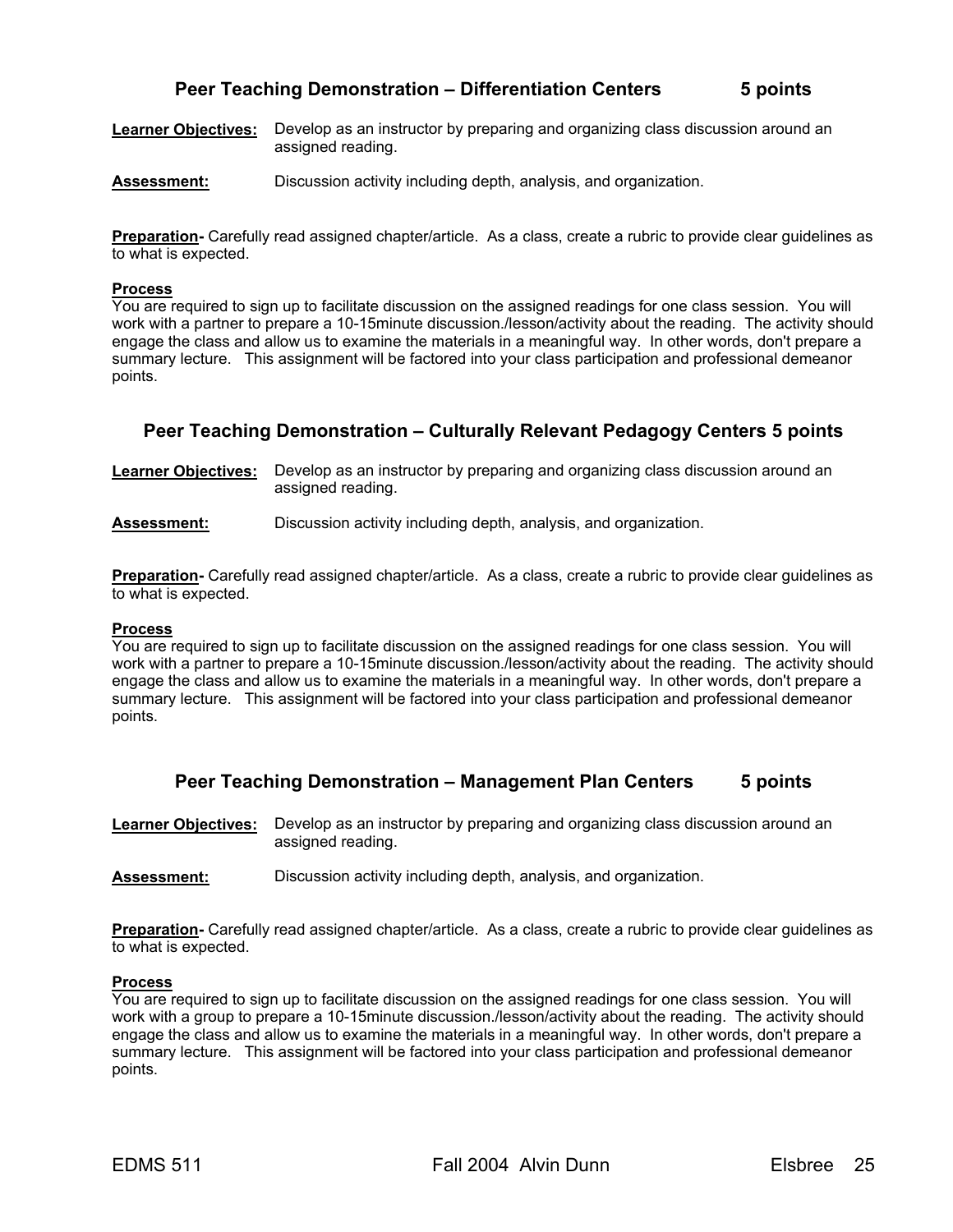## Peer Teaching Demonstration – Differentiation Centers 5 points

**Learner Objectives:** Develop as an instructor by preparing and organizing class discussion around an assigned reading.

**Assessment:** Discussion activity including depth, analysis, and organization.

**Preparation-** Carefully read assigned chapter/article. As a class, create a rubric to provide clear guidelines as to what is expected.

**Process**

You are required to sign up to facilitate discussion on the assigned readings for one class session. You will work with a partner to prepare a 10-15minute discussion./lesson/activity about the reading. The activity should engage the class and allow us to examine the materials in a meaningful way. In other words, don't prepare a summary lecture. This assignment will be factored into your class participation and professional demeanor points.

## Peer Teaching Demonstration – Culturally Relevant Pedagogy Centers 5 points

**Learner Objectives:** Develop as an instructor by preparing and organizing class discussion around an assigned reading.

**Assessment:** Discussion activity including depth, analysis, and organization.

**Preparation-** Carefully read assigned chapter/article. As a class, create a rubric to provide clear guidelines as to what is expected.

**Process**

You are required to sign up to facilitate discussion on the assigned readings for one class session. You will work with a partner to prepare a 10-15minute discussion./lesson/activity about the reading. The activity should engage the class and allow us to examine the materials in a meaningful way. In other words, don't prepare a summary lecture. This assignment will be factored into your class participation and professional demeanor points.

## Peer Teaching Demonstration – Management Plan Centers 5 points

**Learner Objectives:** Develop as an instructor by preparing and organizing class discussion around an assigned reading.

**Assessment:** Discussion activity including depth, analysis, and organization.

**Preparation-** Carefully read assigned chapter/article. As a class, create a rubric to provide clear guidelines as to what is expected.

**Process**

You are required to sign up to facilitate discussion on the assigned readings for one class session. You will work with a group to prepare a 10-15minute discussion./lesson/activity about the reading. The activity should engage the class and allow us to examine the materials in a meaningful way. In other words, don't prepare a summary lecture. This assignment will be factored into your class participation and professional demeanor points.